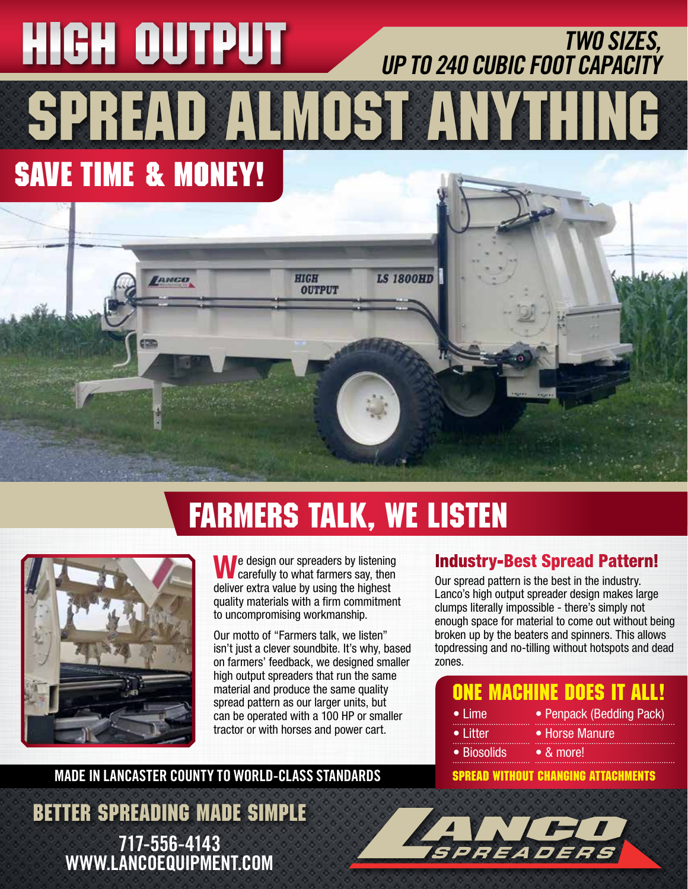# HIGH OUTPUT

*TWO SIZES, UP TO 240 CUBIC FOOT CAPACITY*

# SPREAD ALMOST ANYTHING

## SAVE TIME & MONEY!

## FARMERS TALK, WE LISTEN

We design our spreaders by listening carefully to what farmers say, then deliver extra value by using the highest quality materials with a firm commitment to uncompromising workmanship.

Our motto of "Farmers talk, we listen" isn't just a clever soundbite. It's why, based on farmers' feedback, we designed smaller high output spreaders that run the same material and produce the same quality spread pattern as our larger units, but can be operated with a 100 HP or smaller tractor or with horses and power cart.

### Industry-Best Spread Pattern!

Our spread pattern is the best in the industry. Lanco's high output spreader design makes large clumps literally impossible - there's simply not enough space for material to come out without being broken up by the beaters and spinners. This allows topdressing and no-tilling without hotspots and dead zones.

### ONE MACHINE DOES IT ALL!

- Lime
- Penpack (Bedding Pack)
- Litter
- Horse Manure
- Biosolids
- & more!

**SPREAD WITHOUT CHANGING ATTACHMENTS**

MADE IN LANCASTER COUNTY TO WORLD-CLASS STANDARDS

**BETTER SPREADING MADE SIMPLE**

717-556-4143
WWW.LANCOEQUIPMENT.COM

LANCO SPREADERS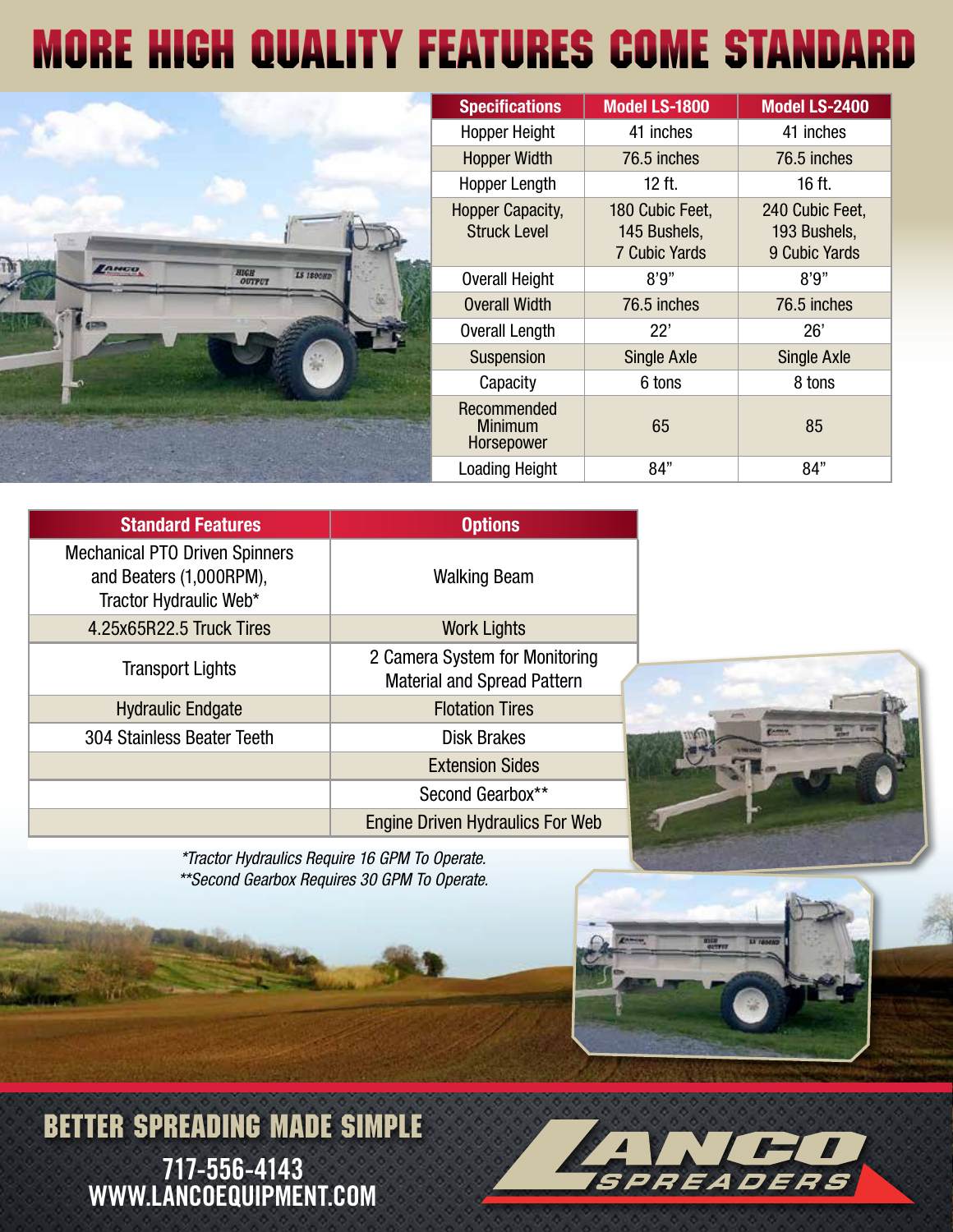# MORE HIGH QUALITY FEATURES COME STANDARD

| Specifications | Model LS-1800 | Model LS-2400 |
|---|---|---|
| Hopper Height | 41 inches | 41 inches |
| Hopper Width | 76.5 inches | 76.5 inches |
| Hopper Length | 12 ft. | 16 ft. |
| Hopper Capacity, Struck Level | 180 Cubic Feet, 145 Bushels, 7 Cubic Yards | 240 Cubic Feet, 193 Bushels, 9 Cubic Yards |
| Overall Height | 8’9” | 8’9” |
| Overall Width | 76.5 inches | 76.5 inches |
| Overall Length | 22’ | 26’ |
| Suspension | Single Axle | Single Axle |
| Capacity | 6 tons | 8 tons |
| Recommended Minimum Horsepower | 65 | 85 |
| Loading Height | 84” | 84” |

| Standard Features | Options |
|---|---|
| Mechanical PTO Driven Spinners and Beaters (1,000RPM), Tractor Hydraulic Web* | Walking Beam |
| 4.25x65R22.5 Truck Tires | Work Lights |
| Transport Lights | 2 Camera System for Monitoring Material and Spread Pattern |
| Hydraulic Endgate | Flotation Tires |
| 304 Stainless Beater Teeth | Disk Brakes |
| | Extension Sides |
| | Second Gearbox** |
| | Engine Driven Hydraulics For Web |

*\*Tractor Hydraulics Require 16 GPM To Operate.*
*\*\*Second Gearbox Requires 30 GPM To Operate.*

**BETTER SPREADING MADE SIMPLE**

**717-556-4143**
**WWW.LANCOEQUIPMENT.COM**

LANCO SPREADERS